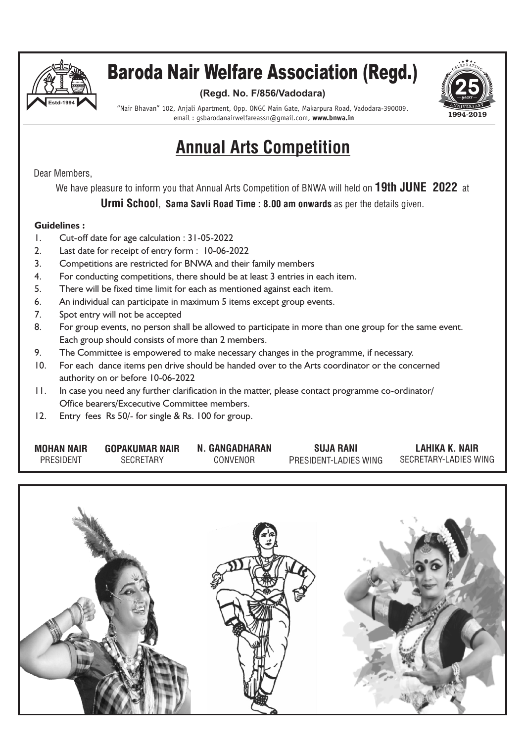# Baroda Nair Welfare Association (Regd.)

**(Regd. No. F/856/Vadodara)**

Estd-1994

"Nair Bhavan" 102, Anjali Apartment, Opp. ONGC Main Gate, Makarpura Road, Vadodara-390009.
email : gsbarodanairwelfareassn@gmail.com, **www.bnwa.in**

Celebrating 25 years Anniversary 1994-2019

## Annual Arts Competition

Dear Members,

We have pleasure to inform you that Annual Arts Competition of BNWA will held on **19th JUNE 2022** at **Urmi School**, **Sama Savli Road Time : 8.00 am onwards** as per the details given.

**Guidelines :**

1. Cut-off date for age calculation : 31-05-2022
2. Last date for receipt of entry form : 10-06-2022
3. Competitions are restricted for BNWA and their family members
4. For conducting competitions, there should be at least 3 entries in each item.
5. There will be fixed time limit for each as mentioned against each item.
6. An individual can participate in maximum 5 items except group events.
7. Spot entry will not be accepted
8. For group events, no person shall be allowed to participate in more than one group for the same event. Each group should consists of more than 2 members.
9. The Committee is empowered to make necessary changes in the programme, if necessary.
10. For each dance items pen drive should be handed over to the Arts coordinator or the concerned authority on or before 10-06-2022
11. In case you need any further clarification in the matter, please contact programme co-ordinator/ Office bearers/Excecutive Committee members.
12. Entry fees Rs 50/- for single & Rs. 100 for group.

| **MOHAN NAIR** | **GOPAKUMAR NAIR** | **N. GANGADHARAN** | **SUJA RANI** | **LAHIKA K. NAIR** |
|---|---|---|---|---|
| PRESIDENT | SECRETARY | CONVENOR | PRESIDENT-LADIES WING | SECRETARY-LADIES WING |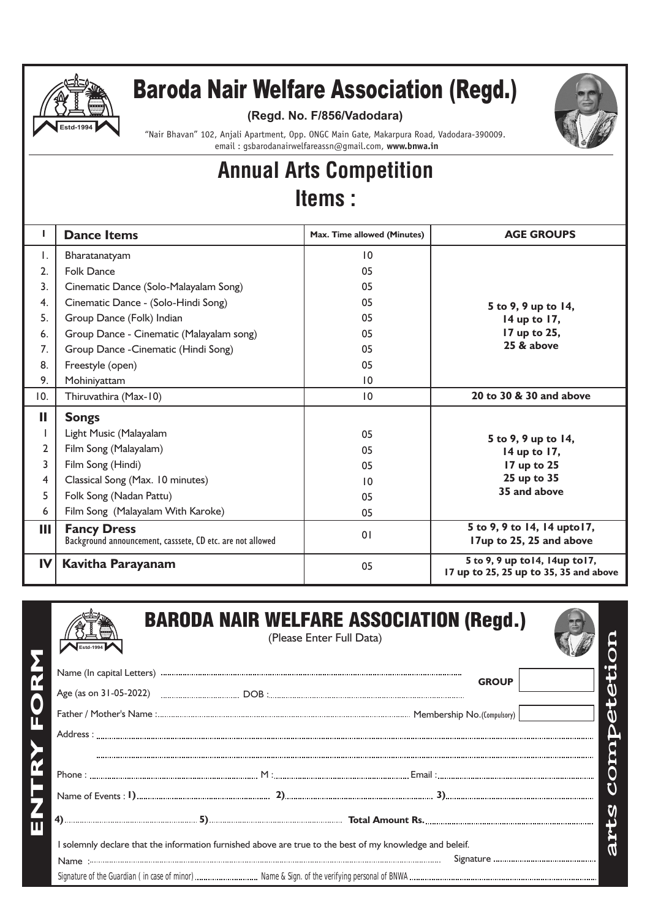# Baroda Nair Welfare Association (Regd.)

**(Regd. No. F/856/Vadodara)**

"Nair Bhavan" 102, Anjali Apartment, Opp. ONGC Main Gate, Makarpura Road, Vadodara-390009.
email : gsbarodanairwelfareassn@gmail.com, **www.bnwa.in**

Estd-1994

## Annual Arts Competition

## Items :

| I | Dance Items | Max. Time allowed (Minutes) | AGE GROUPS |
|---|---|---|---|
| 1. | Bharatanatyam | 10 | 5 to 9, 9 up to 14, 14 up to 17, 17 up to 25, 25 & above |
| 2. | Folk Dance | 05 | |
| 3. | Cinematic Dance (Solo-Malayalam Song) | 05 | |
| 4. | Cinematic Dance - (Solo-Hindi Song) | 05 | |
| 5. | Group Dance (Folk) Indian | 05 | |
| 6. | Group Dance - Cinematic (Malayalam song) | 05 | |
| 7. | Group Dance -Cinematic (Hindi Song) | 05 | |
| 8. | Freestyle (open) | 05 | |
| 9. | Mohiniyattam | 10 | |
| 10. | Thiruvathira (Max-10) | 10 | 20 to 30 & 30 and above |
| **II** | **Songs** | | |
| 1 | Light Music (Malayalam | 05 | 5 to 9, 9 up to 14, 14 up to 17, 17 up to 25, 25 up to 35, 35 and above |
| 2 | Film Song (Malayalam) | 05 | |
| 3 | Film Song (Hindi) | 05 | |
| 4 | Classical Song (Max. 10 minutes) | 10 | |
| 5 | Folk Song (Nadan Pattu) | 05 | |
| 6 | Film Song (Malayalam With Karoke) | 05 | |
| **III** | **Fancy Dress** Background announcement, casssete, CD etc. are not allowed | 01 | 5 to 9, 9 to 14, 14 upto17, 17up to 25, 25 and above |
| **IV** | **Kavitha Parayanam** | 05 | 5 to 9, 9 up to14, 14up to17, 17 up to 25, 25 up to 35, 35 and above |

---

**ENTRY FORM** — *arts competition*

# BARODA NAIR WELFARE ASSOCIATION (Regd.)

(Please Enter Full Data)

Estd-1994

Name (In capital Letters) .................................................... **GROUP** [      ]

Age (as on 31-05-2022) .................... DOB :....................................

Father / Mother's Name :.................................................... Membership No.(Compulsory) [      ]

Address : ......................................................................................................

......................................................................................................

Phone : .................................... M :.................................... Email :....................................

Name of Events : **1)**.................................... **2)**.................................... **3)**....................................

**4)**.................................... **5)**.................................... **Total Amount Rs.**....................................

I solemnly declare that the information furnished above are true to the best of my knowledge and beleif.

Name :.................................................................................... Signature ....................................

Signature of the Guardian ( in case of minor) .................... Name & Sign. of the verifying personal of BNWA ....................................